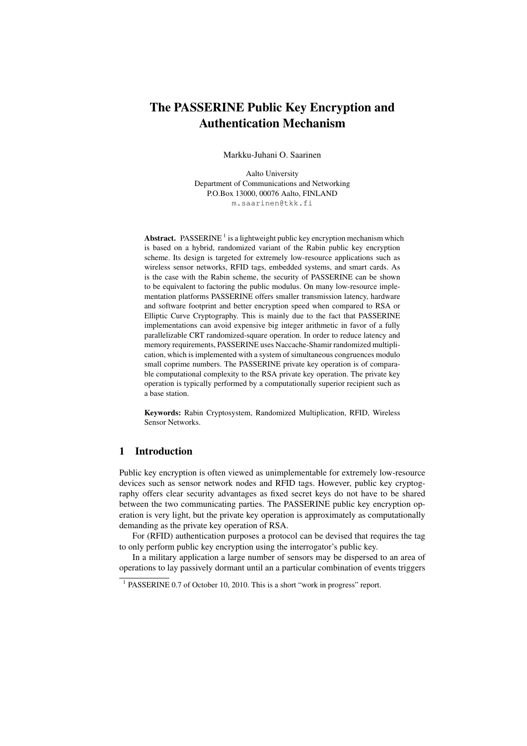# The PASSERINE Public Key Encryption and Authentication Mechanism

Markku-Juhani O. Saarinen

Aalto University  
Department of Communications and Networking  
P.O.Box 13000, 00076 Aalto, FINLAND  
m.saarinen@tkk.fi

**Abstract.** PASSERINE [1] is a lightweight public key encryption mechanism which is based on a hybrid, randomized variant of the Rabin public key encryption scheme. Its design is targeted for extremely low-resource applications such as wireless sensor networks, RFID tags, embedded systems, and smart cards. As is the case with the Rabin scheme, the security of PASSERINE can be shown to be equivalent to factoring the public modulus. On many low-resource implementation platforms PASSERINE offers smaller transmission latency, hardware and software footprint and better encryption speed when compared to RSA or Elliptic Curve Cryptography. This is mainly due to the fact that PASSERINE implementations can avoid expensive big integer arithmetic in favor of a fully parallelizable CRT randomized-square operation. In order to reduce latency and memory requirements, PASSERINE uses Naccache-Shamir randomized multiplication, which is implemented with a system of simultaneous congruences modulo small coprime numbers. The PASSERINE private key operation is of comparable computational complexity to the RSA private key operation. The private key operation is typically performed by a computationally superior recipient such as a base station.

**Keywords:** Rabin Cryptosystem, Randomized Multiplication, RFID, Wireless Sensor Networks.

## 1 Introduction

Public key encryption is often viewed as unimplementable for extremely low-resource devices such as sensor network nodes and RFID tags. However, public key cryptography offers clear security advantages as fixed secret keys do not have to be shared between the two communicating parties. The PASSERINE public key encryption operation is very light, but the private key operation is approximately as computationally demanding as the private key operation of RSA.

For (RFID) authentication purposes a protocol can be devised that requires the tag to only perform public key encryption using the interrogator's public key.

In a military application a large number of sensors may be dispersed to an area of operations to lay passively dormant until an a particular combination of events triggers

[1] PASSERINE 0.7 of October 10, 2010. This is a short "work in progress" report.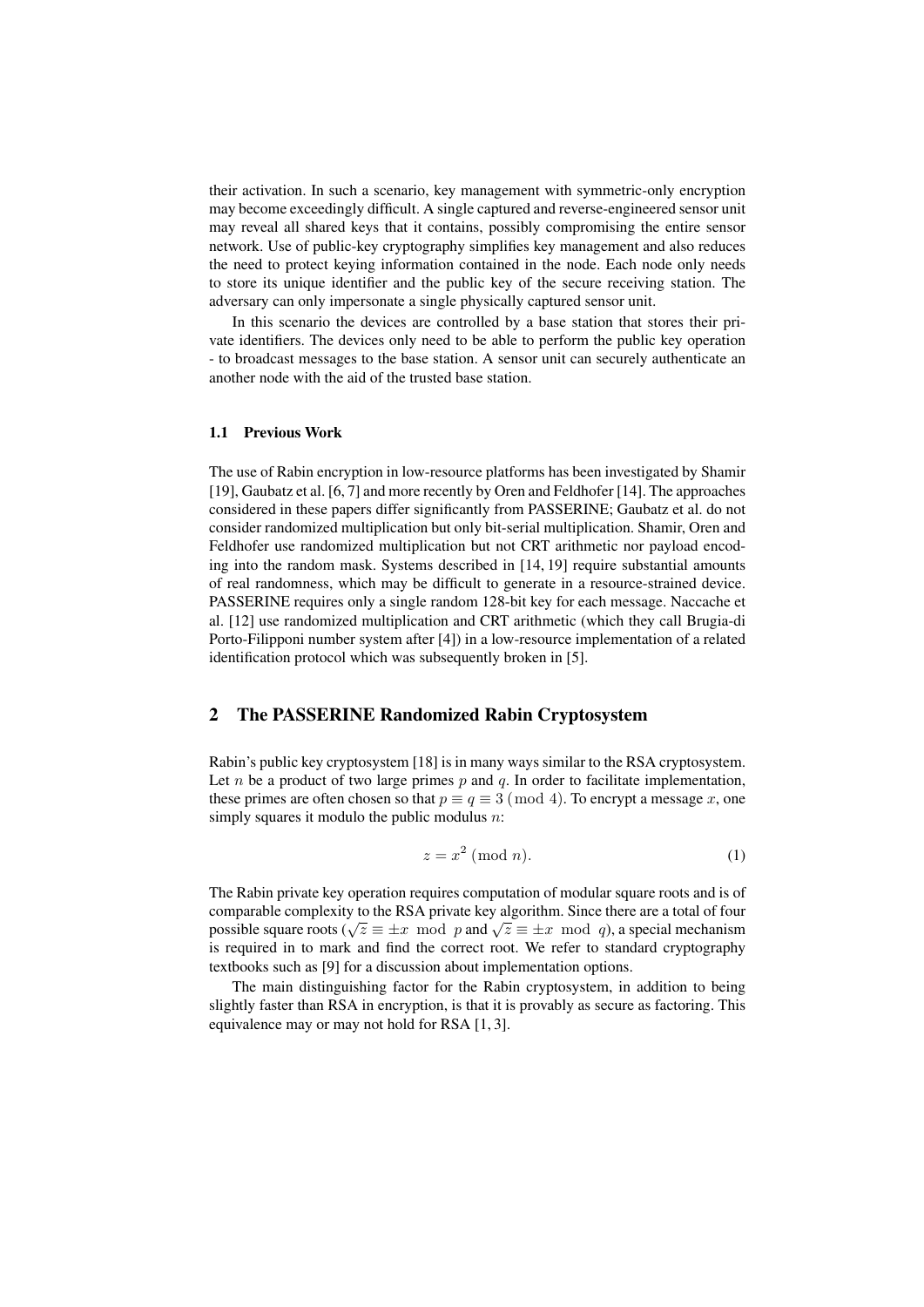their activation. In such a scenario, key management with symmetric-only encryption may become exceedingly difficult. A single captured and reverse-engineered sensor unit may reveal all shared keys that it contains, possibly compromising the entire sensor network. Use of public-key cryptography simplifies key management and also reduces the need to protect keying information contained in the node. Each node only needs to store its unique identifier and the public key of the secure receiving station. The adversary can only impersonate a single physically captured sensor unit.

In this scenario the devices are controlled by a base station that stores their private identifiers. The devices only need to be able to perform the public key operation - to broadcast messages to the base station. A sensor unit can securely authenticate an another node with the aid of the trusted base station.

### 1.1 Previous Work

The use of Rabin encryption in low-resource platforms has been investigated by Shamir [19], Gaubatz et al. [6, 7] and more recently by Oren and Feldhofer [14]. The approaches considered in these papers differ significantly from PASSERINE; Gaubatz et al. do not consider randomized multiplication but only bit-serial multiplication. Shamir, Oren and Feldhofer use randomized multiplication but not CRT arithmetic nor payload encoding into the random mask. Systems described in [14, 19] require substantial amounts of real randomness, which may be difficult to generate in a resource-strained device. PASSERINE requires only a single random 128-bit key for each message. Naccache et al. [12] use randomized multiplication and CRT arithmetic (which they call Brugia-di Porto-Filipponi number system after [4]) in a low-resource implementation of a related identification protocol which was subsequently broken in [5].

## 2 The PASSERINE Randomized Rabin Cryptosystem

Rabin's public key cryptosystem [18] is in many ways similar to the RSA cryptosystem. Let $n$ be a product of two large primes $p$ and $q$. In order to facilitate implementation, these primes are often chosen so that $p \equiv q \equiv 3 \pmod 4$. To encrypt a message $x$, one simply squares it modulo the public modulus $n$:

$$z = x^2 \pmod n. \tag{1}$$

The Rabin private key operation requires computation of modular square roots and is of comparable complexity to the RSA private key algorithm. Since there are a total of four possible square roots ($\sqrt{z} \equiv \pm x \mod p$ and $\sqrt{z} \equiv \pm x \mod q$), a special mechanism is required in to mark and find the correct root. We refer to standard cryptography textbooks such as [9] for a discussion about implementation options.

The main distinguishing factor for the Rabin cryptosystem, in addition to being slightly faster than RSA in encryption, is that it is provably as secure as factoring. This equivalence may or may not hold for RSA [1, 3].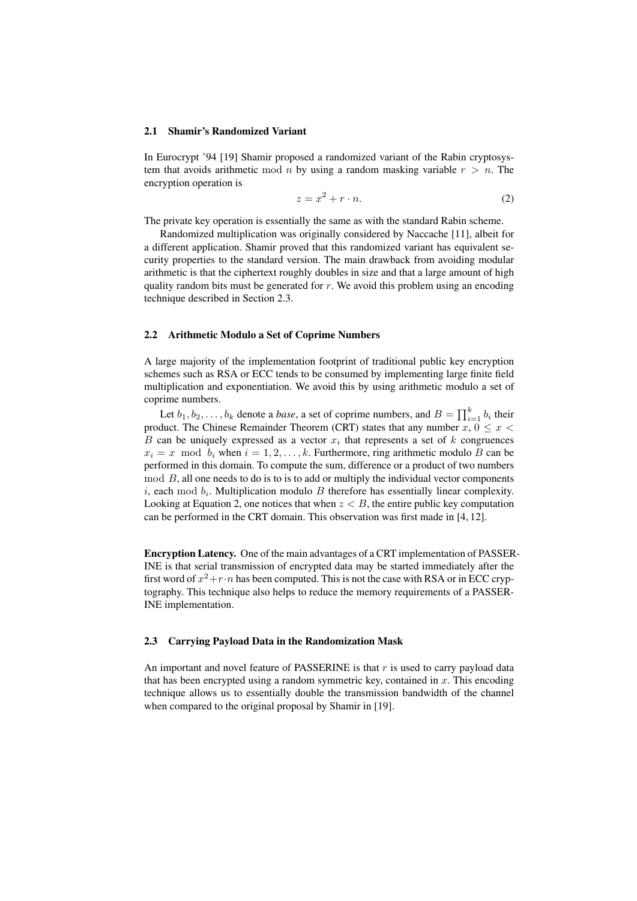### 2.1 Shamir's Randomized Variant

In Eurocrypt '94 [19] Shamir proposed a randomized variant of the Rabin cryptosystem that avoids arithmetic $\bmod\ n$ by using a random masking variable $r > n$. The encryption operation is

$$z = x^2 + r \cdot n. \tag{2}$$

The private key operation is essentially the same as with the standard Rabin scheme.

Randomized multiplication was originally considered by Naccache [11], albeit for a different application. Shamir proved that this randomized variant has equivalent security properties to the standard version. The main drawback from avoiding modular arithmetic is that the ciphertext roughly doubles in size and that a large amount of high quality random bits must be generated for $r$. We avoid this problem using an encoding technique described in Section 2.3.

### 2.2 Arithmetic Modulo a Set of Coprime Numbers

A large majority of the implementation footprint of traditional public key encryption schemes such as RSA or ECC tends to be consumed by implementing large finite field multiplication and exponentiation. We avoid this by using arithmetic modulo a set of coprime numbers.

Let $b_1, b_2, \ldots, b_k$ denote a *base*, a set of coprime numbers, and $B = \prod_{i=1}^{k} b_i$ their product. The Chinese Remainder Theorem (CRT) states that any number $x$, $0 \leq x < B$ can be uniquely expressed as a vector $x_i$ that represents a set of $k$ congruences $x_i = x \mod b_i$ when $i = 1, 2, \ldots, k$. Furthermore, ring arithmetic modulo $B$ can be performed in this domain. To compute the sum, difference or a product of two numbers $\bmod\ B$, all one needs to do is to is to add or multiply the individual vector components $i$, each $\bmod\ b_i$. Multiplication modulo $B$ therefore has essentially linear complexity. Looking at Equation 2, one notices that when $z < B$, the entire public key computation can be performed in the CRT domain. This observation was first made in [4, 12].

**Encryption Latency.** One of the main advantages of a CRT implementation of PASSERINE is that serial transmission of encrypted data may be started immediately after the first word of $x^2 + r \cdot n$ has been computed. This is not the case with RSA or in ECC cryptography. This technique also helps to reduce the memory requirements of a PASSERINE implementation.

### 2.3 Carrying Payload Data in the Randomization Mask

An important and novel feature of PASSERINE is that $r$ is used to carry payload data that has been encrypted using a random symmetric key, contained in $x$. This encoding technique allows us to essentially double the transmission bandwidth of the channel when compared to the original proposal by Shamir in [19].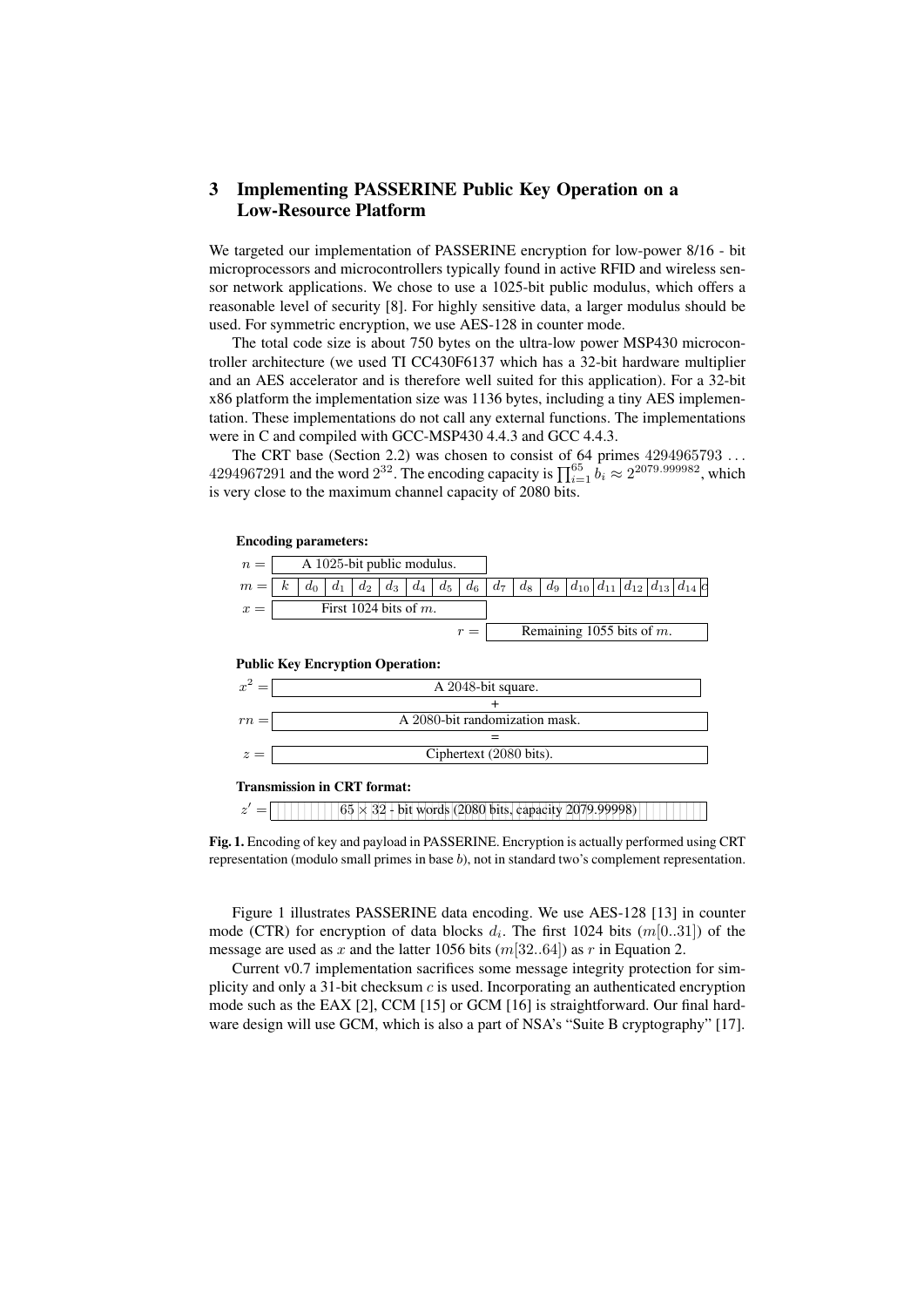## 3 Implementing PASSERINE Public Key Operation on a Low-Resource Platform

We targeted our implementation of PASSERINE encryption for low-power 8/16 - bit microprocessors and microcontrollers typically found in active RFID and wireless sensor network applications. We chose to use a 1025-bit public modulus, which offers a reasonable level of security [8]. For highly sensitive data, a larger modulus should be used. For symmetric encryption, we use AES-128 in counter mode.

The total code size is about 750 bytes on the ultra-low power MSP430 microcontroller architecture (we used TI CC430F6137 which has a 32-bit hardware multiplier and an AES accelerator and is therefore well suited for this application). For a 32-bit x86 platform the implementation size was 1136 bytes, including a tiny AES implementation. These implementations do not call any external functions. The implementations were in C and compiled with GCC-MSP430 4.4.3 and GCC 4.4.3.

The CRT base (Section 2.2) was chosen to consist of 64 primes $4294965793 \ldots 4294967291$ and the word $2^{32}$. The encoding capacity is $\prod_{i=1}^{65} b_i \approx 2^{2079.999982}$, which is very close to the maximum channel capacity of 2080 bits.

**Encoding parameters:**

$n =$ A 1025-bit public modulus.

$m =$ $k$ | $d_0$ | $d_1$ | $d_2$ | $d_3$ | $d_4$ | $d_5$ | $d_6$ | $d_7$ | $d_8$ | $d_9$ | $d_{10}$ | $d_{11}$ | $d_{12}$ | $d_{13}$ | $d_{14}$ | $c$

$x =$ First 1024 bits of $m$.

$r =$ Remaining 1055 bits of $m$.

**Public Key Encryption Operation:**

$x^2 =$ A 2048-bit square.

\+

$rn =$ A 2080-bit randomization mask.

=

$z =$ Ciphertext (2080 bits).

**Transmission in CRT format:**

$z' =$ $65 \times 32$ - bit words (2080 bits, capacity 2079.99998)

**Fig. 1.** Encoding of key and payload in PASSERINE. Encryption is actually performed using CRT representation (modulo small primes in base $b$), not in standard two's complement representation.

Figure 1 illustrates PASSERINE data encoding. We use AES-128 [13] in counter mode (CTR) for encryption of data blocks $d_i$. The first 1024 bits ($m[0..31]$) of the message are used as $x$ and the latter 1056 bits ($m[32..64]$) as $r$ in Equation 2.

Current v0.7 implementation sacrifices some message integrity protection for simplicity and only a 31-bit checksum $c$ is used. Incorporating an authenticated encryption mode such as the EAX [2], CCM [15] or GCM [16] is straightforward. Our final hardware design will use GCM, which is also a part of NSA's "Suite B cryptography" [17].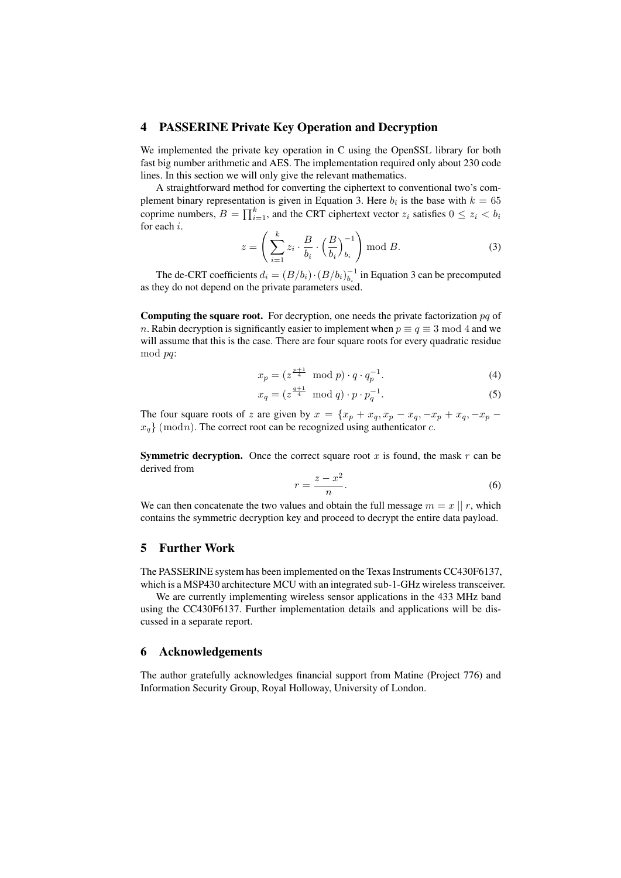## 4 PASSERINE Private Key Operation and Decryption

We implemented the private key operation in C using the OpenSSL library for both fast big number arithmetic and AES. The implementation required only about 230 code lines. In this section we will only give the relevant mathematics.

A straightforward method for converting the ciphertext to conventional two's complement binary representation is given in Equation 3. Here $b_i$ is the base with $k = 65$ coprime numbers, $B = \prod_{i=1}^{k}$, and the CRT ciphertext vector $z_i$ satisfies $0 \leq z_i < b_i$ for each $i$.

$$z = \left( \sum_{i=1}^{k} z_i \cdot \frac{B}{b_i} \cdot \left( \frac{B}{b_i} \right)_{b_i}^{-1} \right) \bmod B. \tag{3}$$

The de-CRT coefficients $d_i = (B/b_i) \cdot (B/b_i)_{b_i}^{-1}$ in Equation 3 can be precomputed as they do not depend on the private parameters used.

**Computing the square root.** For decryption, one needs the private factorization $pq$ of $n$. Rabin decryption is significantly easier to implement when $p \equiv q \equiv 3 \bmod 4$ and we will assume that this is the case. There are four square roots for every quadratic residue $\bmod\ pq$:

$$x_p = (z^{\frac{p+1}{4}} \bmod p) \cdot q \cdot q_p^{-1}. \tag{4}$$

$$x_q = (z^{\frac{q+1}{4}} \bmod q) \cdot p \cdot p_q^{-1}. \tag{5}$$

The four square roots of $z$ are given by $x = \{x_p + x_q, x_p - x_q, -x_p + x_q, -x_p - x_q\} \ (\bmod n)$. The correct root can be recognized using authenticator $c$.

**Symmetric decryption.** Once the correct square root $x$ is found, the mask $r$ can be derived from

$$r = \frac{z - x^2}{n}. \tag{6}$$

We can then concatenate the two values and obtain the full message $m = x \,||\, r$, which contains the symmetric decryption key and proceed to decrypt the entire data payload.

## 5 Further Work

The PASSERINE system has been implemented on the Texas Instruments CC430F6137, which is a MSP430 architecture MCU with an integrated sub-1-GHz wireless transceiver.

We are currently implementing wireless sensor applications in the 433 MHz band using the CC430F6137. Further implementation details and applications will be discussed in a separate report.

## 6 Acknowledgements

The author gratefully acknowledges financial support from Matine (Project 776) and Information Security Group, Royal Holloway, University of London.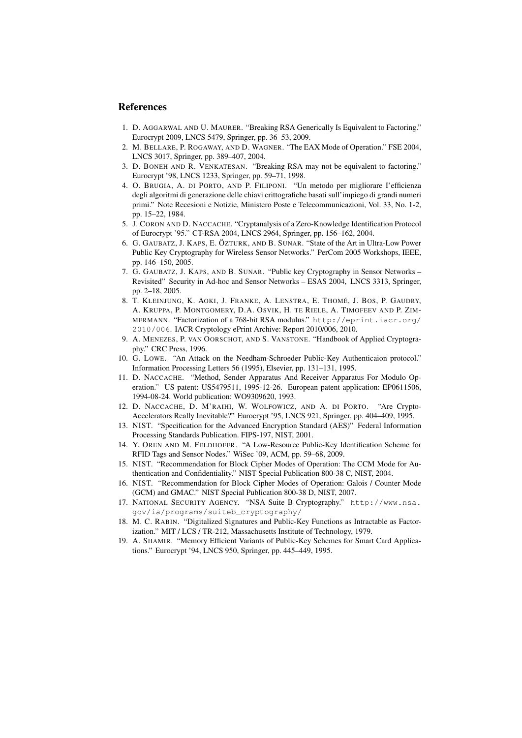## References

1. D. Aggarwal and U. Maurer. "Breaking RSA Generically Is Equivalent to Factoring." Eurocrypt 2009, LNCS 5479, Springer, pp. 36–53, 2009.
2. M. Bellare, P. Rogaway, and D. Wagner. "The EAX Mode of Operation." FSE 2004, LNCS 3017, Springer, pp. 389–407, 2004.
3. D. Boneh and R. Venkatesan. "Breaking RSA may not be equivalent to factoring." Eurocrypt '98, LNCS 1233, Springer, pp. 59–71, 1998.
4. O. Brugia, A. di Porto, and P. Filiponi. "Un metodo per migliorare I'efficienza degli algoritmi di generazione delle chiavi crittografiche basati sull'impiego di grandi numeri primi." Note Recesioni e Notizie, Ministero Poste e Telecommunicazioni, Vol. 33, No. 1-2, pp. 15–22, 1984.
5. J. Coron and D. Naccache. "Cryptanalysis of a Zero-Knowledge Identification Protocol of Eurocrypt '95." CT-RSA 2004, LNCS 2964, Springer, pp. 156–162, 2004.
6. G. Gaubatz, J. Kaps, E. Öztürk, and B. Sunar. "State of the Art in Ultra-Low Power Public Key Cryptography for Wireless Sensor Networks." PerCom 2005 Workshops, IEEE, pp. 146–150, 2005.
7. G. Gaubatz, J. Kaps, and B. Sunar. "Public key Cryptography in Sensor Networks – Revisited" Security in Ad-hoc and Sensor Networks – ESAS 2004, LNCS 3313, Springer, pp. 2–18, 2005.
8. T. Kleinjung, K. Aoki, J. Franke, A. Lenstra, E. Thomé, J. Bos, P. Gaudry, A. Kruppa, P. Montgomery, D.A. Osvik, H. te Riele, A. Timofeev and P. Zimmermann. "Factorization of a 768-bit RSA modulus." http://eprint.iacr.org/2010/006. IACR Cryptology ePrint Archive: Report 2010/006, 2010.
9. A. Menezes, P. van Oorschot, and S. Vanstone. "Handbook of Applied Cryptography." CRC Press, 1996.
10. G. Lowe. "An Attack on the Needham-Schroeder Public-Key Authenticaion protocol." Information Processing Letters 56 (1995), Elsevier, pp. 131–131, 1995.
11. D. Naccache. "Method, Sender Apparatus And Receiver Apparatus For Modulo Operation." US patent: US5479511, 1995-12-26. European patent application: EP0611506, 1994-08-24. World publication: WO9309620, 1993.
12. D. Naccache, D. M'raihi, W. Wolfowicz, and A. di Porto. "Are Crypto-Accelerators Really Inevitable?" Eurocrypt '95, LNCS 921, Springer, pp. 404–409, 1995.
13. NIST. "Specification for the Advanced Encryption Standard (AES)" Federal Information Processing Standards Publication. FIPS-197, NIST, 2001.
14. Y. Oren and M. Feldhofer. "A Low-Resource Public-Key Identification Scheme for RFID Tags and Sensor Nodes." WiSec '09, ACM, pp. 59–68, 2009.
15. NIST. "Recommendation for Block Cipher Modes of Operation: The CCM Mode for Authentication and Confidentiality." NIST Special Publication 800-38 C, NIST, 2004.
16. NIST. "Recommendation for Block Cipher Modes of Operation: Galois / Counter Mode (GCM) and GMAC." NIST Special Publication 800-38 D, NIST, 2007.
17. National Security Agency. "NSA Suite B Cryptography." http://www.nsa.gov/ia/programs/suiteb_cryptography/
18. M. C. Rabin. "Digitalized Signatures and Public-Key Functions as Intractable as Factorization." MIT / LCS / TR-212, Massachusetts Institute of Technology, 1979.
19. A. Shamir. "Memory Efficient Variants of Public-Key Schemes for Smart Card Applications." Eurocrypt '94, LNCS 950, Springer, pp. 445–449, 1995.